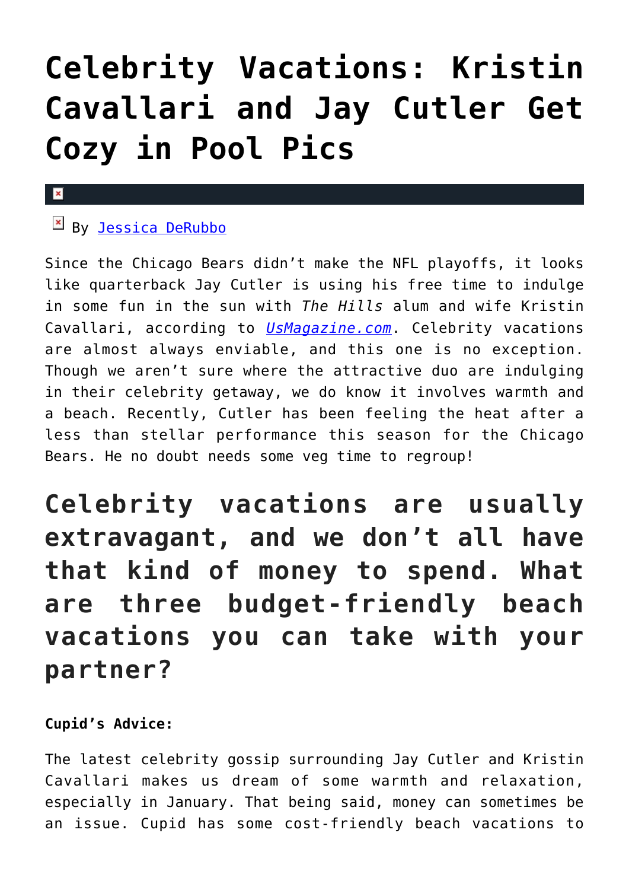# Celebrity Vacations: Kristin Cavallari and Jay Cutler Get Cozy in Pool Pics

By Jessica DeRubbo

Since the Chicago Bears didn't make the NFL playoffs, it looks like quarterback Jay Cutler is using his free time to indulge in some fun in the sun with *The Hills* alum and wife Kristin Cavallari, according to *UsMagazine.com*. Celebrity vacations are almost always enviable, and this one is no exception. Though we aren't sure where the attractive duo are indulging in their celebrity getaway, we do know it involves warmth and a beach. Recently, Cutler has been feeling the heat after a less than stellar performance this season for the Chicago Bears. He no doubt needs some veg time to regroup!

## Celebrity vacations are usually extravagant, and we don't all have that kind of money to spend. What are three budget-friendly beach vacations you can take with your partner?

**Cupid's Advice:**

The latest celebrity gossip surrounding Jay Cutler and Kristin Cavallari makes us dream of some warmth and relaxation, especially in January. That being said, money can sometimes be an issue. Cupid has some cost-friendly beach vacations to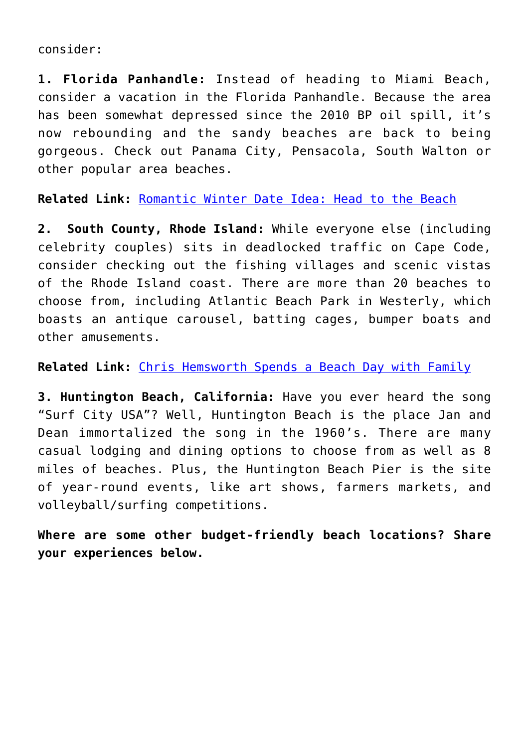consider:

**1. Florida Panhandle:** Instead of heading to Miami Beach, consider a vacation in the Florida Panhandle. Because the area has been somewhat depressed since the 2010 BP oil spill, it's now rebounding and the sandy beaches are back to being gorgeous. Check out Panama City, Pensacola, South Walton or other popular area beaches.

**Related Link:** [Romantic Winter Date Idea: Head to the Beach]()

**2. South County, Rhode Island:** While everyone else (including celebrity couples) sits in deadlocked traffic on Cape Code, consider checking out the fishing villages and scenic vistas of the Rhode Island coast. There are more than 20 beaches to choose from, including Atlantic Beach Park in Westerly, which boasts an antique carousel, batting cages, bumper boats and other amusements.

**Related Link:** [Chris Hemsworth Spends a Beach Day with Family]()

**3. Huntington Beach, California:** Have you ever heard the song "Surf City USA"? Well, Huntington Beach is the place Jan and Dean immortalized the song in the 1960's. There are many casual lodging and dining options to choose from as well as 8 miles of beaches. Plus, the Huntington Beach Pier is the site of year-round events, like art shows, farmers markets, and volleyball/surfing competitions.

**Where are some other budget-friendly beach locations? Share your experiences below.**